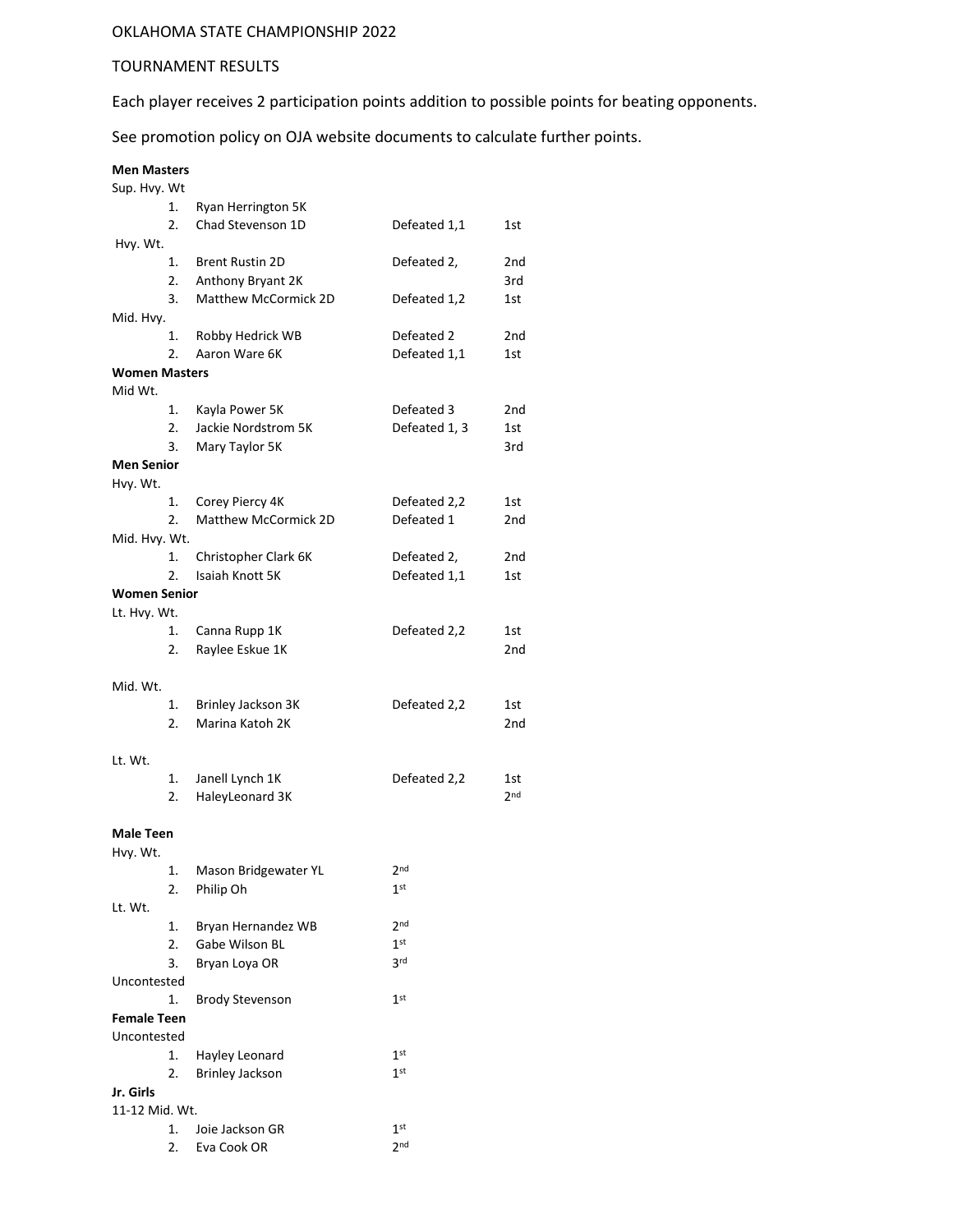OKLAHOMA STATE CHAMPIONSHIP 2022

TOURNAMENT RESULTS

Each player receives 2 participation points addition to possible points for beating opponents.

See promotion policy on OJA website documents to calculate further points.

**Men Masters**

Sup. Hvy. Wt

| | Name | Result | Place |
|---|---|---|---|
| 1. | Ryan Herrington 5K | | |
| 2. | Chad Stevenson 1D | Defeated 1,1 | 1st |

Hvy. Wt.

| | Name | Result | Place |
|---|---|---|---|
| 1. | Brent Rustin 2D | Defeated 2, | 2nd |
| 2. | Anthony Bryant 2K | | 3rd |
| 3. | Matthew McCormick 2D | Defeated 1,2 | 1st |

Mid. Hvy.

| | Name | Result | Place |
|---|---|---|---|
| 1. | Robby Hedrick WB | Defeated 2 | 2nd |
| 2. | Aaron Ware 6K | Defeated 1,1 | 1st |

**Women Masters**

Mid Wt.

| | Name | Result | Place |
|---|---|---|---|
| 1. | Kayla Power 5K | Defeated 3 | 2nd |
| 2. | Jackie Nordstrom 5K | Defeated 1, 3 | 1st |
| 3. | Mary Taylor 5K | | 3rd |

**Men Senior**

Hvy. Wt.

| | Name | Result | Place |
|---|---|---|---|
| 1. | Corey Piercy 4K | Defeated 2,2 | 1st |
| 2. | Matthew McCormick 2D | Defeated 1 | 2nd |

Mid. Hvy. Wt.

| | Name | Result | Place |
|---|---|---|---|
| 1. | Christopher Clark 6K | Defeated 2, | 2nd |
| 2. | Isaiah Knott 5K | Defeated 1,1 | 1st |

**Women Senior**

Lt. Hvy. Wt.

| | Name | Result | Place |
|---|---|---|---|
| 1. | Canna Rupp 1K | Defeated 2,2 | 1st |
| 2. | Raylee Eskue 1K | | 2nd |

Mid. Wt.

| | Name | Result | Place |
|---|---|---|---|
| 1. | Brinley Jackson 3K | Defeated 2,2 | 1st |
| 2. | Marina Katoh 2K | | 2nd |

Lt. Wt.

| | Name | Result | Place |
|---|---|---|---|
| 1. | Janell Lynch 1K | Defeated 2,2 | 1st |
| 2. | HaleyLeonard 3K | | 2nd |

**Male Teen**

Hvy. Wt.

| | Name | Place |
|---|---|---|
| 1. | Mason Bridgewater YL | 2nd |
| 2. | Philip Oh | 1st |

Lt. Wt.

| | Name | Place |
|---|---|---|
| 1. | Bryan Hernandez WB | 2nd |
| 2. | Gabe Wilson BL | 1st |
| 3. | Bryan Loya OR | 3rd |

Uncontested

| | Name | Place |
|---|---|---|
| 1. | Brody Stevenson | 1st |

**Female Teen**

Uncontested

| | Name | Place |
|---|---|---|
| 1. | Hayley Leonard | 1st |
| 2. | Brinley Jackson | 1st |

**Jr. Girls**

11-12 Mid. Wt.

| | Name | Place |
|---|---|---|
| 1. | Joie Jackson GR | 1st |
| 2. | Eva Cook OR | 2nd |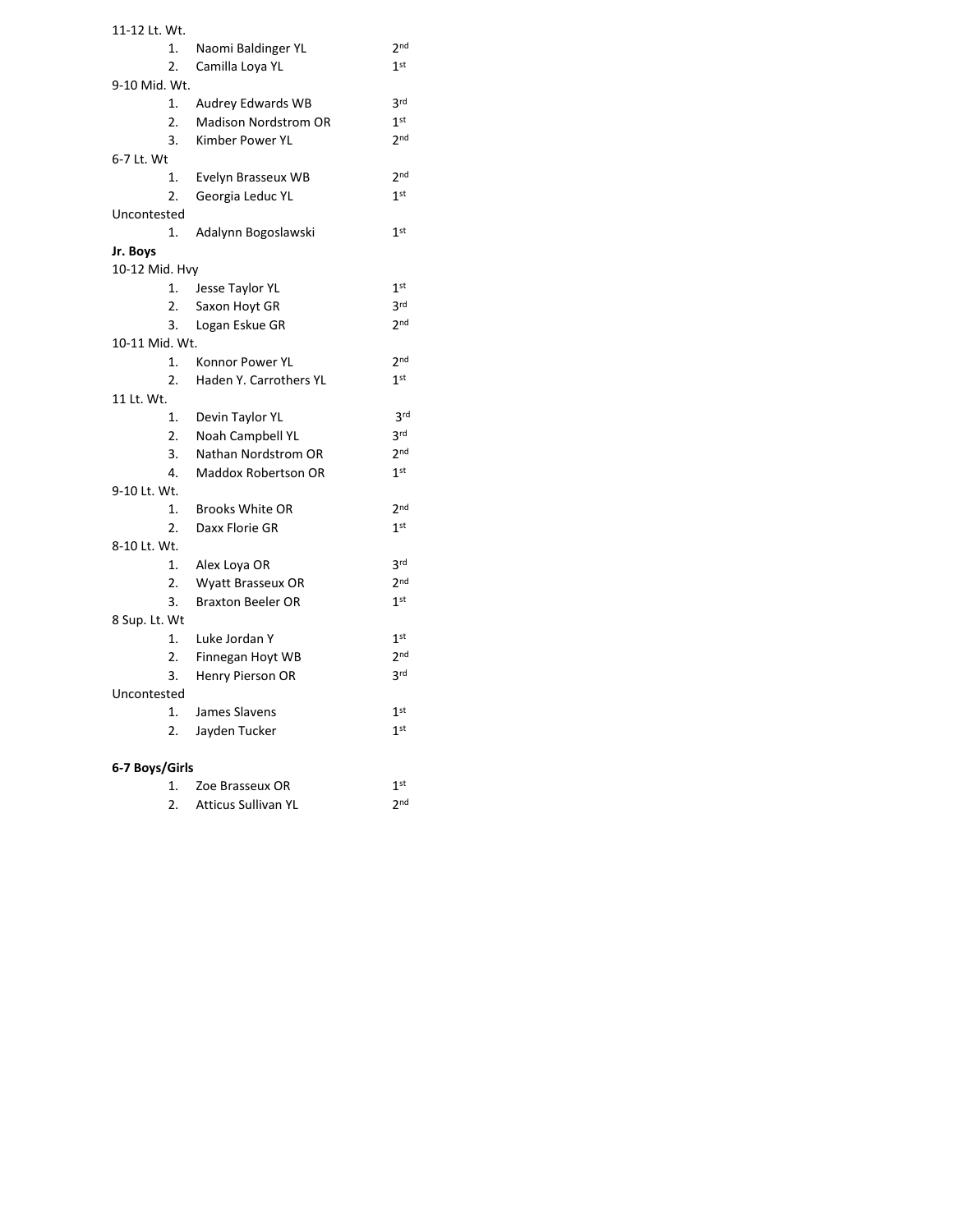11-12 Lt. Wt.

1. Naomi Baldinger YL 2nd
2. Camilla Loya YL 1st

9-10 Mid. Wt.

1. Audrey Edwards WB 3rd
2. Madison Nordstrom OR 1st
3. Kimber Power YL 2nd

6-7 Lt. Wt

1. Evelyn Brasseux WB 2nd
2. Georgia Leduc YL 1st

Uncontested

1. Adalynn Bogoslawski 1st

**Jr. Boys**

10-12 Mid. Hvy

1. Jesse Taylor YL 1st
2. Saxon Hoyt GR 3rd
3. Logan Eskue GR 2nd

10-11 Mid. Wt.

1. Konnor Power YL 2nd
2. Haden Y. Carrothers YL 1st

11 Lt. Wt.

1. Devin Taylor YL 3rd
2. Noah Campbell YL 3rd
3. Nathan Nordstrom OR 2nd
4. Maddox Robertson OR 1st

9-10 Lt. Wt.

1. Brooks White OR 2nd
2. Daxx Florie GR 1st

8-10 Lt. Wt.

1. Alex Loya OR 3rd
2. Wyatt Brasseux OR 2nd
3. Braxton Beeler OR 1st

8 Sup. Lt. Wt

1. Luke Jordan Y 1st
2. Finnegan Hoyt WB 2nd
3. Henry Pierson OR 3rd

Uncontested

1. James Slavens 1st
2. Jayden Tucker 1st

**6-7 Boys/Girls**

1. Zoe Brasseux OR 1st
2. Atticus Sullivan YL 2nd